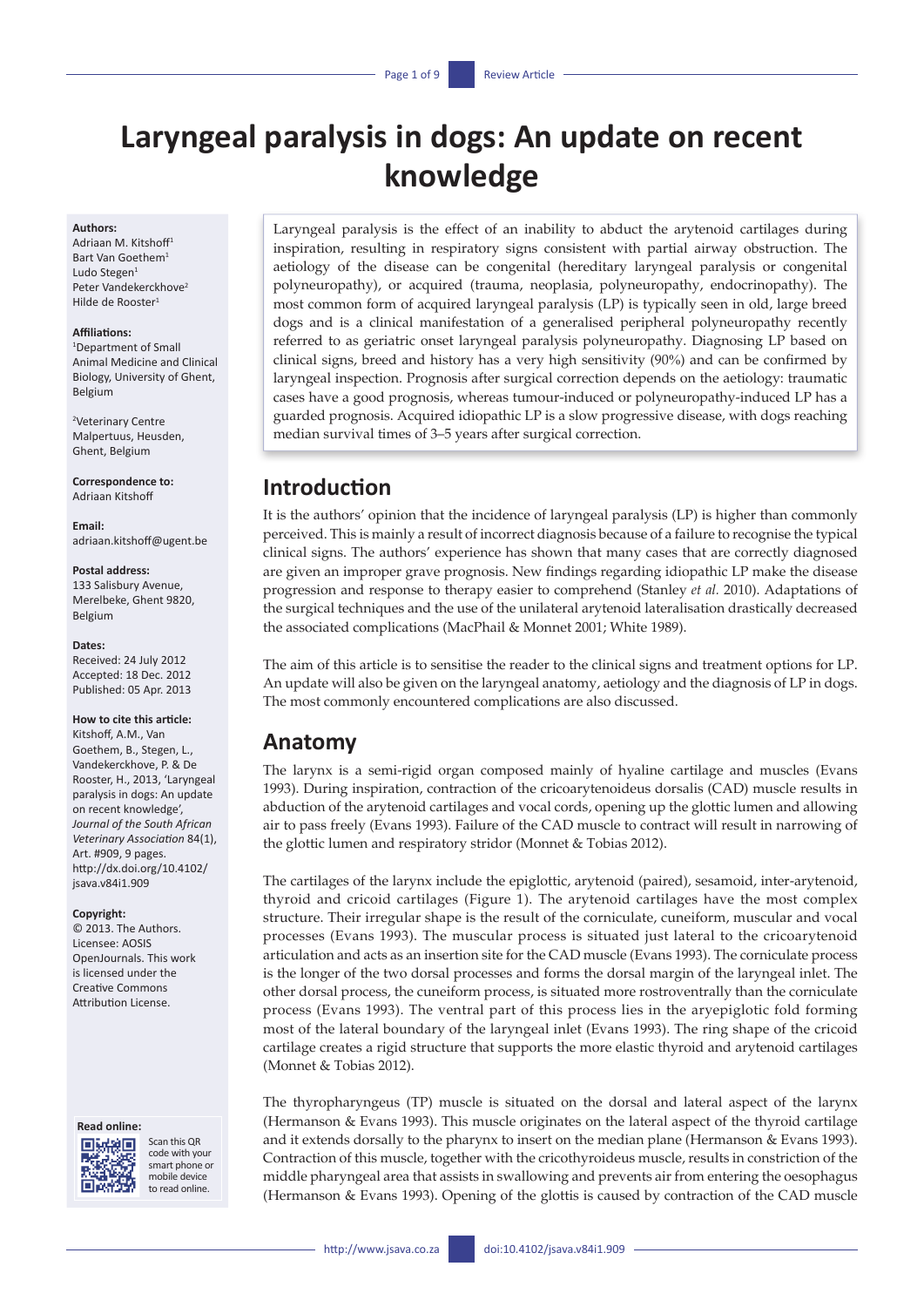# Laryngeal paralysis in dogs: An update on recent knowledge

**Authors:**
Adriaan M. Kitshoff[1]
Bart Van Goethem[1]
Ludo Stegen[1]
Peter Vandekerckhove[2]
Hilde de Rooster[1]

**Affiliations:**
[1]Department of Small Animal Medicine and Clinical Biology, University of Ghent, Belgium

[2]Veterinary Centre Malpertuus, Heusden, Ghent, Belgium

**Correspondence to:**
Adriaan Kitshoff

**Email:**
adriaan.kitshoff@ugent.be

**Postal address:**
133 Salisbury Avenue, Merelbeke, Ghent 9820, Belgium

**Dates:**
Received: 24 July 2012
Accepted: 18 Dec. 2012
Published: 05 Apr. 2013

**How to cite this article:**
Kitshoff, A.M., Van Goethem, B., Stegen, L., Vandekerckhove, P. & De Rooster, H., 2013, 'Laryngeal paralysis in dogs: An update on recent knowledge', *Journal of the South African Veterinary Association* 84(1), Art. #909, 9 pages. http://dx.doi.org/10.4102/jsava.v84i1.909

**Copyright:**
© 2013. The Authors. Licensee: AOSIS OpenJournals. This work is licensed under the Creative Commons Attribution License.

**Read online:**
Scan this QR code with your smart phone or mobile device to read online.

Laryngeal paralysis is the effect of an inability to abduct the arytenoid cartilages during inspiration, resulting in respiratory signs consistent with partial airway obstruction. The aetiology of the disease can be congenital (hereditary laryngeal paralysis or congenital polyneuropathy), or acquired (trauma, neoplasia, polyneuropathy, endocrinopathy). The most common form of acquired laryngeal paralysis (LP) is typically seen in old, large breed dogs and is a clinical manifestation of a generalised peripheral polyneuropathy recently referred to as geriatric onset laryngeal paralysis polyneuropathy. Diagnosing LP based on clinical signs, breed and history has a very high sensitivity (90%) and can be confirmed by laryngeal inspection. Prognosis after surgical correction depends on the aetiology: traumatic cases have a good prognosis, whereas tumour-induced or polyneuropathy-induced LP has a guarded prognosis. Acquired idiopathic LP is a slow progressive disease, with dogs reaching median survival times of 3–5 years after surgical correction.

## Introduction

It is the authors' opinion that the incidence of laryngeal paralysis (LP) is higher than commonly perceived. This is mainly a result of incorrect diagnosis because of a failure to recognise the typical clinical signs. The authors' experience has shown that many cases that are correctly diagnosed are given an improper grave prognosis. New findings regarding idiopathic LP make the disease progression and response to therapy easier to comprehend (Stanley *et al.* 2010). Adaptations of the surgical techniques and the use of the unilateral arytenoid lateralisation drastically decreased the associated complications (MacPhail & Monnet 2001; White 1989).

The aim of this article is to sensitise the reader to the clinical signs and treatment options for LP. An update will also be given on the laryngeal anatomy, aetiology and the diagnosis of LP in dogs. The most commonly encountered complications are also discussed.

## Anatomy

The larynx is a semi-rigid organ composed mainly of hyaline cartilage and muscles (Evans 1993). During inspiration, contraction of the cricoarytenoideus dorsalis (CAD) muscle results in abduction of the arytenoid cartilages and vocal cords, opening up the glottic lumen and allowing air to pass freely (Evans 1993). Failure of the CAD muscle to contract will result in narrowing of the glottic lumen and respiratory stridor (Monnet & Tobias 2012).

The cartilages of the larynx include the epiglottic, arytenoid (paired), sesamoid, inter-arytenoid, thyroid and cricoid cartilages (Figure 1). The arytenoid cartilages have the most complex structure. Their irregular shape is the result of the corniculate, cuneiform, muscular and vocal processes (Evans 1993). The muscular process is situated just lateral to the cricoarytenoid articulation and acts as an insertion site for the CAD muscle (Evans 1993). The corniculate process is the longer of the two dorsal processes and forms the dorsal margin of the laryngeal inlet. The other dorsal process, the cuneiform process, is situated more rostroventrally than the corniculate process (Evans 1993). The ventral part of this process lies in the aryepiglottic fold forming most of the lateral boundary of the laryngeal inlet (Evans 1993). The ring shape of the cricoid cartilage creates a rigid structure that supports the more elastic thyroid and arytenoid cartilages (Monnet & Tobias 2012).

The thyropharyngeus (TP) muscle is situated on the dorsal and lateral aspect of the larynx (Hermanson & Evans 1993). This muscle originates on the lateral aspect of the thyroid cartilage and it extends dorsally to the pharynx to insert on the median plane (Hermanson & Evans 1993). Contraction of this muscle, together with the cricothyroideus muscle, results in constriction of the middle pharyngeal area that assists in swallowing and prevents air from entering the oesophagus (Hermanson & Evans 1993). Opening of the glottis is caused by contraction of the CAD muscle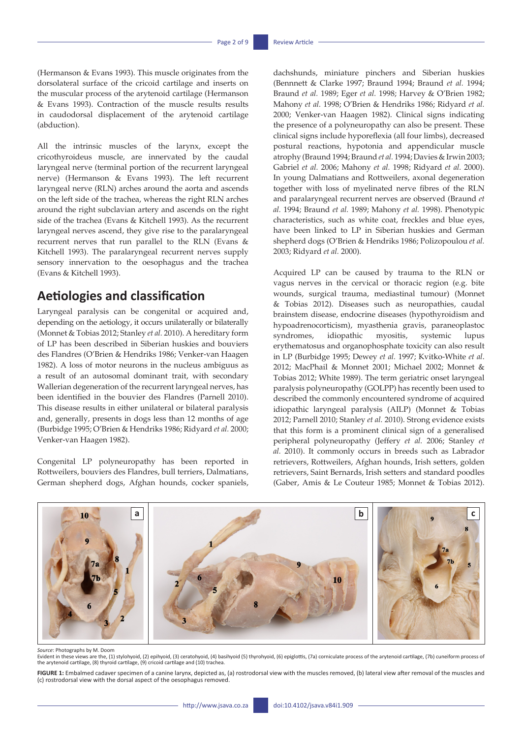(Hermanson & Evans 1993). This muscle originates from the dorsolateral surface of the cricoid cartilage and inserts on the muscular process of the arytenoid cartilage (Hermanson & Evans 1993). Contraction of the muscle results results in caudodorsal displacement of the arytenoid cartilage (abduction).

All the intrinsic muscles of the larynx, except the cricothyroideus muscle, are innervated by the caudal laryngeal nerve (terminal portion of the recurrent laryngeal nerve) (Hermanson & Evans 1993). The left recurrent laryngeal nerve (RLN) arches around the aorta and ascends on the left side of the trachea, whereas the right RLN arches around the right subclavian artery and ascends on the right side of the trachea (Evans & Kitchell 1993). As the recurrent laryngeal nerves ascend, they give rise to the paralaryngeal recurrent nerves that run parallel to the RLN (Evans & Kitchell 1993). The paralaryngeal recurrent nerves supply sensory innervation to the oesophagus and the trachea (Evans & Kitchell 1993).

## Aetiologies and classification

Laryngeal paralysis can be congenital or acquired and, depending on the aetiology, it occurs unilaterally or bilaterally (Monnet & Tobias 2012; Stanley *et al.* 2010). A hereditary form of LP has been described in Siberian huskies and bouviers des Flandres (O'Brien & Hendriks 1986; Venker-van Haagen 1982). A loss of motor neurons in the nucleus ambiguus as a result of an autosomal dominant trait, with secondary Wallerian degeneration of the recurrent laryngeal nerves, has been identified in the bouvier des Flandres (Parnell 2010). This disease results in either unilateral or bilateral paralysis and, generally, presents in dogs less than 12 months of age (Burbidge 1995; O'Brien & Hendriks 1986; Ridyard *et al.* 2000; Venker-van Haagen 1982).

Congenital LP polyneuropathy has been reported in Rottweilers, bouviers des Flandres, bull terriers, Dalmatians, German shepherd dogs, Afghan hounds, cocker spaniels, dachshunds, miniature pinchers and Siberian huskies (Bennnett & Clarke 1997; Braund 1994; Braund *et al.* 1994; Braund *et al.* 1989; Eger *et al.* 1998; Harvey & O'Brien 1982; Mahony *et al.* 1998; O'Brien & Hendriks 1986; Ridyard *et al.* 2000; Venker-van Haagen 1982). Clinical signs indicating the presence of a polyneuropathy can also be present. These clinical signs include hyporeflexia (all four limbs), decreased postural reactions, hypotonia and appendicular muscle atrophy (Braund 1994; Braund *et al.* 1994; Davies & Irwin 2003; Gabriel *et al.* 2006; Mahony *et al.* 1998; Ridyard *et al.* 2000). In young Dalmatians and Rottweilers, axonal degeneration together with loss of myelinated nerve fibres of the RLN and paralaryngeal recurrent nerves are observed (Braund *et al.* 1994; Braund *et al.* 1989; Mahony *et al.* 1998). Phenotypic characteristics, such as white coat, freckles and blue eyes, have been linked to LP in Siberian huskies and German shepherd dogs (O'Brien & Hendriks 1986; Polizopoulou *et al.* 2003; Ridyard *et al.* 2000).

Acquired LP can be caused by trauma to the RLN or vagus nerves in the cervical or thoracic region (e.g. bite wounds, surgical trauma, mediastinal tumour) (Monnet & Tobias 2012). Diseases such as neuropathies, caudal brainstem disease, endocrine diseases (hypothyroidism and hypoadrenocorticism), myasthenia gravis, paraneoplastoc syndromes, idiopathic myositis, systemic lupus erythematosus and organophosphate toxicity can also result in LP (Burbidge 1995; Dewey *et al.* 1997; Kvitko-White *et al.* 2012; MacPhail & Monnet 2001; Michael 2002; Monnet & Tobias 2012; White 1989). The term geriatric onset laryngeal paralysis polyneuropathy (GOLPP) has recently been used to described the commonly encountered syndrome of acquired idiopathic laryngeal paralysis (AILP) (Monnet & Tobias 2012; Parnell 2010; Stanley *et al.* 2010). Strong evidence exists that this form is a prominent clinical sign of a generalised peripheral polyneuropathy (Jeffery *et al.* 2006; Stanley *et al.* 2010). It commonly occurs in breeds such as Labrador retrievers, Rottweilers, Afghan hounds, Irish setters, golden retrievers, Saint Bernards, Irish setters and standard poodles (Gaber, Amis & Le Couteur 1985; Monnet & Tobias 2012).

*Source*: Photographs by M. Doom

Evident in these views are the, (1) stylohyoid, (2) epihyoid, (3) ceratohyoid, (4) basihyoid (5) thyrohyoid, (6) epiglottis, (7a) corniculate process of the arytenoid cartilage, (7b) cuneiform process of the arytenoid cartilage, (8) thyroid cartilage, (9) cricoid cartilage and (10) trachea.

**FIGURE 1:** Embalmed cadaver specimen of a canine larynx, depicted as, (a) rostrodorsal view with the muscles removed, (b) lateral view after removal of the muscles and (c) rostrodorsal view with the dorsal aspect of the oesophagus removed.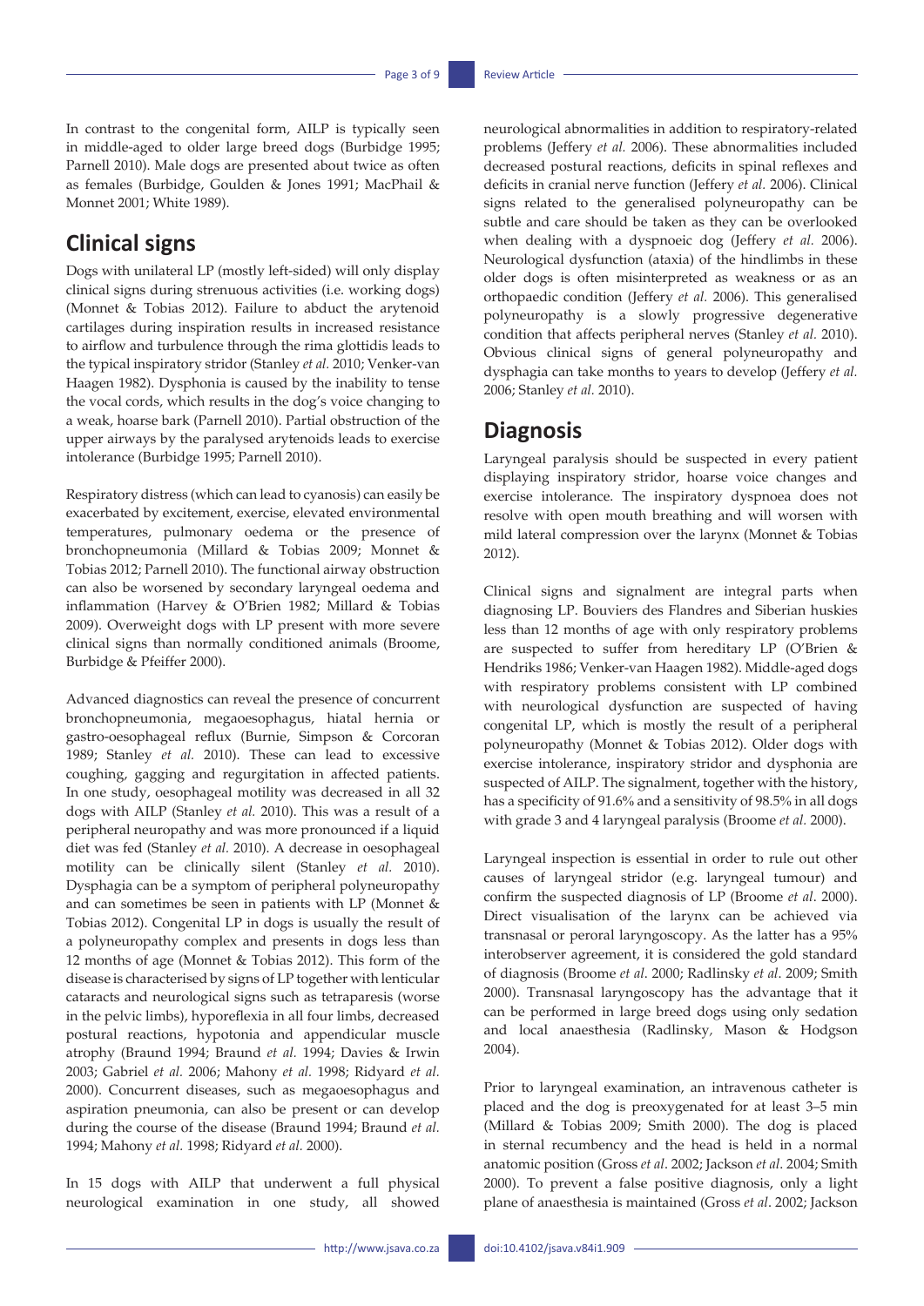In contrast to the congenital form, AILP is typically seen in middle-aged to older large breed dogs (Burbidge 1995; Parnell 2010). Male dogs are presented about twice as often as females (Burbidge, Goulden & Jones 1991; MacPhail & Monnet 2001; White 1989).

## Clinical signs

Dogs with unilateral LP (mostly left-sided) will only display clinical signs during strenuous activities (i.e. working dogs) (Monnet & Tobias 2012). Failure to abduct the arytenoid cartilages during inspiration results in increased resistance to airflow and turbulence through the rima glottidis leads to the typical inspiratory stridor (Stanley *et al.* 2010; Venker-van Haagen 1982). Dysphonia is caused by the inability to tense the vocal cords, which results in the dog's voice changing to a weak, hoarse bark (Parnell 2010). Partial obstruction of the upper airways by the paralysed arytenoids leads to exercise intolerance (Burbidge 1995; Parnell 2010).

Respiratory distress (which can lead to cyanosis) can easily be exacerbated by excitement, exercise, elevated environmental temperatures, pulmonary oedema or the presence of bronchopneumonia (Millard & Tobias 2009; Monnet & Tobias 2012; Parnell 2010). The functional airway obstruction can also be worsened by secondary laryngeal oedema and inflammation (Harvey & O'Brien 1982; Millard & Tobias 2009). Overweight dogs with LP present with more severe clinical signs than normally conditioned animals (Broome, Burbidge & Pfeiffer 2000).

Advanced diagnostics can reveal the presence of concurrent bronchopneumonia, megaoesophagus, hiatal hernia or gastro-oesophageal reflux (Burnie, Simpson & Corcoran 1989; Stanley *et al.* 2010). These can lead to excessive coughing, gagging and regurgitation in affected patients. In one study, oesophageal motility was decreased in all 32 dogs with AILP (Stanley *et al.* 2010). This was a result of a peripheral neuropathy and was more pronounced if a liquid diet was fed (Stanley *et al.* 2010). A decrease in oesophageal motility can be clinically silent (Stanley *et al.* 2010). Dysphagia can be a symptom of peripheral polyneuropathy and can sometimes be seen in patients with LP (Monnet & Tobias 2012). Congenital LP in dogs is usually the result of a polyneuropathy complex and presents in dogs less than 12 months of age (Monnet & Tobias 2012). This form of the disease is characterised by signs of LP together with lenticular cataracts and neurological signs such as tetraparesis (worse in the pelvic limbs), hyporeflexia in all four limbs, decreased postural reactions, hypotonia and appendicular muscle atrophy (Braund 1994; Braund *et al.* 1994; Davies & Irwin 2003; Gabriel *et al.* 2006; Mahony *et al.* 1998; Ridyard *et al.* 2000). Concurrent diseases, such as megaoesophagus and aspiration pneumonia, can also be present or can develop during the course of the disease (Braund 1994; Braund *et al.* 1994; Mahony *et al.* 1998; Ridyard *et al.* 2000).

In 15 dogs with AILP that underwent a full physical neurological examination in one study, all showed neurological abnormalities in addition to respiratory-related problems (Jeffery *et al.* 2006). These abnormalities included decreased postural reactions, deficits in spinal reflexes and deficits in cranial nerve function (Jeffery *et al.* 2006). Clinical signs related to the generalised polyneuropathy can be subtle and care should be taken as they can be overlooked when dealing with a dyspnoeic dog (Jeffery *et al.* 2006). Neurological dysfunction (ataxia) of the hindlimbs in these older dogs is often misinterpreted as weakness or as an orthopaedic condition (Jeffery *et al.* 2006). This generalised polyneuropathy is a slowly progressive degenerative condition that affects peripheral nerves (Stanley *et al.* 2010). Obvious clinical signs of general polyneuropathy and dysphagia can take months to years to develop (Jeffery *et al.* 2006; Stanley *et al.* 2010).

## Diagnosis

Laryngeal paralysis should be suspected in every patient displaying inspiratory stridor, hoarse voice changes and exercise intolerance. The inspiratory dyspnoea does not resolve with open mouth breathing and will worsen with mild lateral compression over the larynx (Monnet & Tobias 2012).

Clinical signs and signalment are integral parts when diagnosing LP. Bouviers des Flandres and Siberian huskies less than 12 months of age with only respiratory problems are suspected to suffer from hereditary LP (O'Brien & Hendriks 1986; Venker-van Haagen 1982). Middle-aged dogs with respiratory problems consistent with LP combined with neurological dysfunction are suspected of having congenital LP, which is mostly the result of a peripheral polyneuropathy (Monnet & Tobias 2012). Older dogs with exercise intolerance, inspiratory stridor and dysphonia are suspected of AILP. The signalment, together with the history, has a specificity of 91.6% and a sensitivity of 98.5% in all dogs with grade 3 and 4 laryngeal paralysis (Broome *et al.* 2000).

Laryngeal inspection is essential in order to rule out other causes of laryngeal stridor (e.g. laryngeal tumour) and confirm the suspected diagnosis of LP (Broome *et al*. 2000). Direct visualisation of the larynx can be achieved via transnasal or peroral laryngoscopy. As the latter has a 95% interobserver agreement, it is considered the gold standard of diagnosis (Broome *et al*. 2000; Radlinsky *et al*. 2009; Smith 2000). Transnasal laryngoscopy has the advantage that it can be performed in large breed dogs using only sedation and local anaesthesia (Radlinsky, Mason & Hodgson 2004).

Prior to laryngeal examination, an intravenous catheter is placed and the dog is preoxygenated for at least 3–5 min (Millard & Tobias 2009; Smith 2000). The dog is placed in sternal recumbency and the head is held in a normal anatomic position (Gross *et al*. 2002; Jackson *et al*. 2004; Smith 2000). To prevent a false positive diagnosis, only a light plane of anaesthesia is maintained (Gross *et al*. 2002; Jackson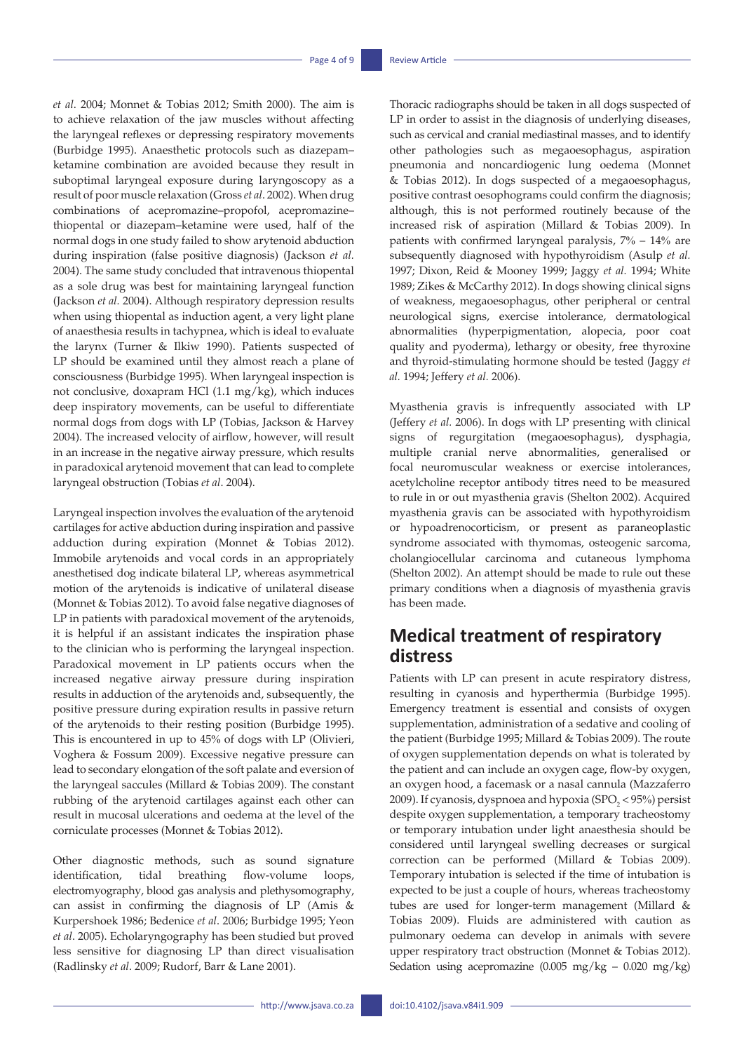*et al*. 2004; Monnet & Tobias 2012; Smith 2000). The aim is to achieve relaxation of the jaw muscles without affecting the laryngeal reflexes or depressing respiratory movements (Burbidge 1995). Anaesthetic protocols such as diazepam–ketamine combination are avoided because they result in suboptimal laryngeal exposure during laryngoscopy as a result of poor muscle relaxation (Gross *et al*. 2002). When drug combinations of acepromazine–propofol, acepromazine–thiopental or diazepam–ketamine were used, half of the normal dogs in one study failed to show arytenoid abduction during inspiration (false positive diagnosis) (Jackson *et al.* 2004). The same study concluded that intravenous thiopental as a sole drug was best for maintaining laryngeal function (Jackson *et al.* 2004). Although respiratory depression results when using thiopental as induction agent, a very light plane of anaesthesia results in tachypnea, which is ideal to evaluate the larynx (Turner & Ilkiw 1990). Patients suspected of LP should be examined until they almost reach a plane of consciousness (Burbidge 1995). When laryngeal inspection is not conclusive, doxapram HCl (1.1 mg/kg), which induces deep inspiratory movements, can be useful to differentiate normal dogs from dogs with LP (Tobias, Jackson & Harvey 2004). The increased velocity of airflow, however, will result in an increase in the negative airway pressure, which results in paradoxical arytenoid movement that can lead to complete laryngeal obstruction (Tobias *et al*. 2004).

Laryngeal inspection involves the evaluation of the arytenoid cartilages for active abduction during inspiration and passive adduction during expiration (Monnet & Tobias 2012). Immobile arytenoids and vocal cords in an appropriately anesthetised dog indicate bilateral LP, whereas asymmetrical motion of the arytenoids is indicative of unilateral disease (Monnet & Tobias 2012). To avoid false negative diagnoses of LP in patients with paradoxical movement of the arytenoids, it is helpful if an assistant indicates the inspiration phase to the clinician who is performing the laryngeal inspection. Paradoxical movement in LP patients occurs when the increased negative airway pressure during inspiration results in adduction of the arytenoids and, subsequently, the positive pressure during expiration results in passive return of the arytenoids to their resting position (Burbidge 1995). This is encountered in up to 45% of dogs with LP (Olivieri, Voghera & Fossum 2009). Excessive negative pressure can lead to secondary elongation of the soft palate and eversion of the laryngeal saccules (Millard & Tobias 2009). The constant rubbing of the arytenoid cartilages against each other can result in mucosal ulcerations and oedema at the level of the corniculate processes (Monnet & Tobias 2012).

Other diagnostic methods, such as sound signature identification, tidal breathing flow-volume loops, electromyography, blood gas analysis and plethysmography, can assist in confirming the diagnosis of LP (Amis & Kurpershoek 1986; Bedenice *et al*. 2006; Burbidge 1995; Yeon *et al*. 2005). Echolaryngography has been studied but proved less sensitive for diagnosing LP than direct visualisation (Radlinsky *et al*. 2009; Rudorf, Barr & Lane 2001).

Thoracic radiographs should be taken in all dogs suspected of LP in order to assist in the diagnosis of underlying diseases, such as cervical and cranial mediastinal masses, and to identify other pathologies such as megaoesophagus, aspiration pneumonia and noncardiogenic lung oedema (Monnet & Tobias 2012). In dogs suspected of a megaoesophagus, positive contrast oesophograms could confirm the diagnosis; although, this is not performed routinely because of the increased risk of aspiration (Millard & Tobias 2009). In patients with confirmed laryngeal paralysis, 7% – 14% are subsequently diagnosed with hypothyroidism (Asulp *et al.* 1997; Dixon, Reid & Mooney 1999; Jaggy *et al.* 1994; White 1989; Zikes & McCarthy 2012). In dogs showing clinical signs of weakness, megaoesophagus, other peripheral or central neurological signs, exercise intolerance, dermatological abnormalities (hyperpigmentation, alopecia, poor coat quality and pyoderma), lethargy or obesity, free thyroxine and thyroid-stimulating hormone should be tested (Jaggy *et al.* 1994; Jeffery *et al.* 2006).

Myasthenia gravis is infrequently associated with LP (Jeffery *et al.* 2006). In dogs with LP presenting with clinical signs of regurgitation (megaoesophagus), dysphagia, multiple cranial nerve abnormalities, generalised or focal neuromuscular weakness or exercise intolerances, acetylcholine receptor antibody titres need to be measured to rule in or out myasthenia gravis (Shelton 2002). Acquired myasthenia gravis can be associated with hypothyroidism or hypoadrenocorticism, or present as paraneoplastic syndrome associated with thymomas, osteogenic sarcoma, cholangiocellular carcinoma and cutaneous lymphoma (Shelton 2002). An attempt should be made to rule out these primary conditions when a diagnosis of myasthenia gravis has been made.

## Medical treatment of respiratory distress

Patients with LP can present in acute respiratory distress, resulting in cyanosis and hyperthermia (Burbidge 1995). Emergency treatment is essential and consists of oxygen supplementation, administration of a sedative and cooling of the patient (Burbidge 1995; Millard & Tobias 2009). The route of oxygen supplementation depends on what is tolerated by the patient and can include an oxygen cage, flow-by oxygen, an oxygen hood, a facemask or a nasal cannula (Mazzaferro 2009). If cyanosis, dyspnoea and hypoxia ($SPO_2 < 95\%$) persist despite oxygen supplementation, a temporary tracheostomy or temporary intubation under light anaesthesia should be considered until laryngeal swelling decreases or surgical correction can be performed (Millard & Tobias 2009). Temporary intubation is selected if the time of intubation is expected to be just a couple of hours, whereas tracheostomy tubes are used for longer-term management (Millard & Tobias 2009). Fluids are administered with caution as pulmonary oedema can develop in animals with severe upper respiratory tract obstruction (Monnet & Tobias 2012). Sedation using acepromazine (0.005 mg/kg – 0.020 mg/kg)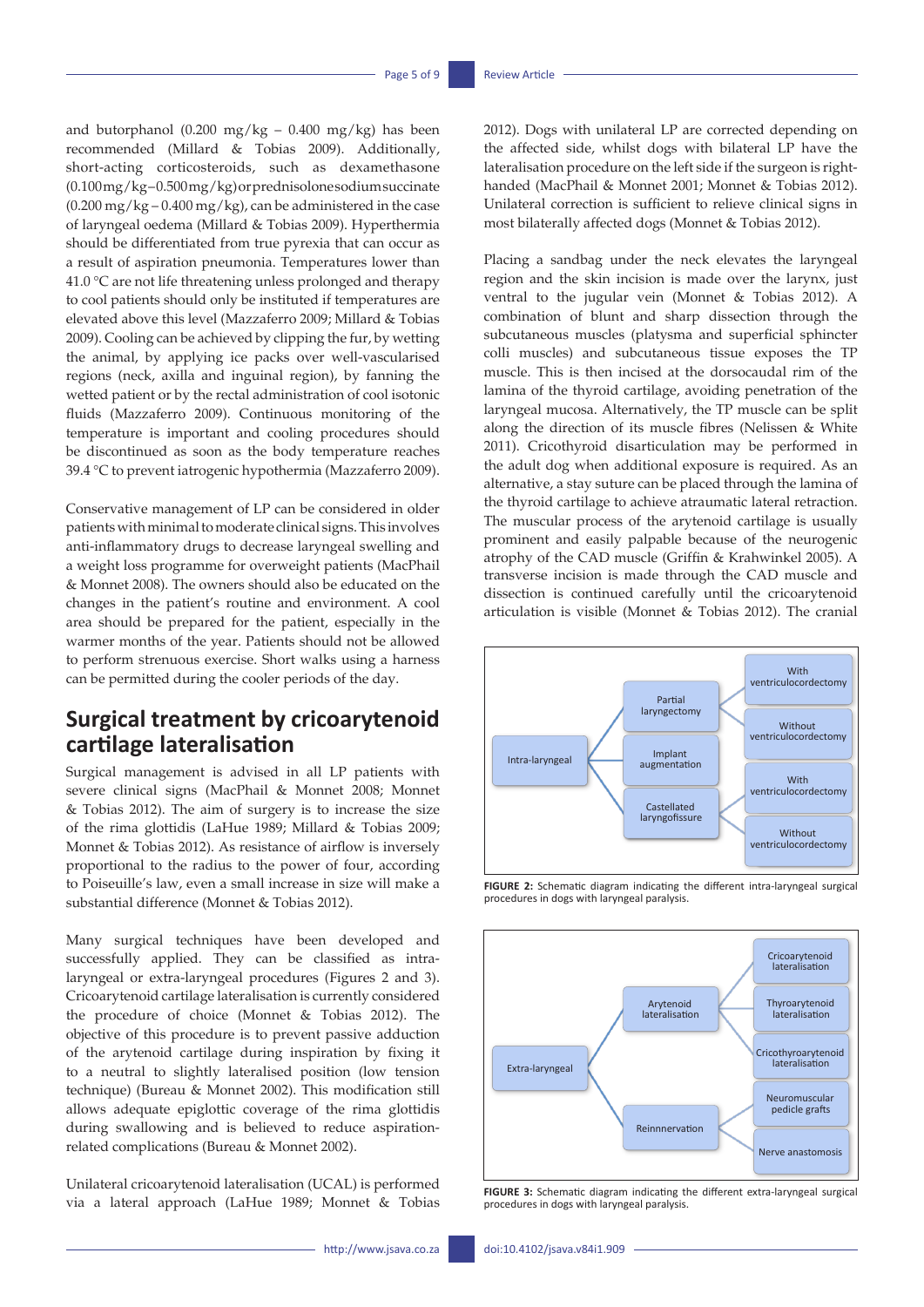and butorphanol (0.200 mg/kg – 0.400 mg/kg) has been recommended (Millard & Tobias 2009). Additionally, short-acting corticosteroids, such as dexamethasone (0.100 mg/kg – 0.500 mg/kg) or prednisolone sodium succinate (0.200 mg/kg – 0.400 mg/kg), can be administered in the case of laryngeal oedema (Millard & Tobias 2009). Hyperthermia should be differentiated from true pyrexia that can occur as a result of aspiration pneumonia. Temperatures lower than 41.0 °C are not life threatening unless prolonged and therapy to cool patients should only be instituted if temperatures are elevated above this level (Mazzaferro 2009; Millard & Tobias 2009). Cooling can be achieved by clipping the fur, by wetting the animal, by applying ice packs over well-vascularised regions (neck, axilla and inguinal region), by fanning the wetted patient or by the rectal administration of cool isotonic fluids (Mazzaferro 2009). Continuous monitoring of the temperature is important and cooling procedures should be discontinued as soon as the body temperature reaches 39.4 °C to prevent iatrogenic hypothermia (Mazzaferro 2009).

Conservative management of LP can be considered in older patients with minimal to moderate clinical signs. This involves anti-inflammatory drugs to decrease laryngeal swelling and a weight loss programme for overweight patients (MacPhail & Monnet 2008). The owners should also be educated on the changes in the patient's routine and environment. A cool area should be prepared for the patient, especially in the warmer months of the year. Patients should not be allowed to perform strenuous exercise. Short walks using a harness can be permitted during the cooler periods of the day.

## Surgical treatment by cricoarytenoid cartilage lateralisation

Surgical management is advised in all LP patients with severe clinical signs (MacPhail & Monnet 2008; Monnet & Tobias 2012). The aim of surgery is to increase the size of the rima glottidis (LaHue 1989; Millard & Tobias 2009; Monnet & Tobias 2012). As resistance of airflow is inversely proportional to the radius to the power of four, according to Poiseuille's law, even a small increase in size will make a substantial difference (Monnet & Tobias 2012).

Many surgical techniques have been developed and successfully applied. They can be classified as intra-laryngeal or extra-laryngeal procedures (Figures 2 and 3). Cricoarytenoid cartilage lateralisation is currently considered the procedure of choice (Monnet & Tobias 2012). The objective of this procedure is to prevent passive adduction of the arytenoid cartilage during inspiration by fixing it to a neutral to slightly lateralised position (low tension technique) (Bureau & Monnet 2002). This modification still allows adequate epiglottic coverage of the rima glottidis during swallowing and is believed to reduce aspiration-related complications (Bureau & Monnet 2002).

Unilateral cricoarytenoid lateralisation (UCAL) is performed via a lateral approach (LaHue 1989; Monnet & Tobias 2012). Dogs with unilateral LP are corrected depending on the affected side, whilst dogs with bilateral LP have the lateralisation procedure on the left side if the surgeon is right-handed (MacPhail & Monnet 2001; Monnet & Tobias 2012). Unilateral correction is sufficient to relieve clinical signs in most bilaterally affected dogs (Monnet & Tobias 2012).

Placing a sandbag under the neck elevates the laryngeal region and the skin incision is made over the larynx, just ventral to the jugular vein (Monnet & Tobias 2012). A combination of blunt and sharp dissection through the subcutaneous muscles (platysma and superficial sphincter colli muscles) and subcutaneous tissue exposes the TP muscle. This is then incised at the dorsocaudal rim of the lamina of the thyroid cartilage, avoiding penetration of the laryngeal mucosa. Alternatively, the TP muscle can be split along the direction of its muscle fibres (Nelissen & White 2011). Cricothyroid disarticulation may be performed in the adult dog when additional exposure is required. As an alternative, a stay suture can be placed through the lamina of the thyroid cartilage to achieve atraumatic lateral retraction. The muscular process of the arytenoid cartilage is usually prominent and easily palpable because of the neurogenic atrophy of the CAD muscle (Griffin & Krahwinkel 2005). A transverse incision is made through the CAD muscle and dissection is continued carefully until the cricoarytenoid articulation is visible (Monnet & Tobias 2012). The cranial

**FIGURE 2:** Schematic diagram indicating the different intra-laryngeal surgical procedures in dogs with laryngeal paralysis.

**FIGURE 3:** Schematic diagram indicating the different extra-laryngeal surgical procedures in dogs with laryngeal paralysis.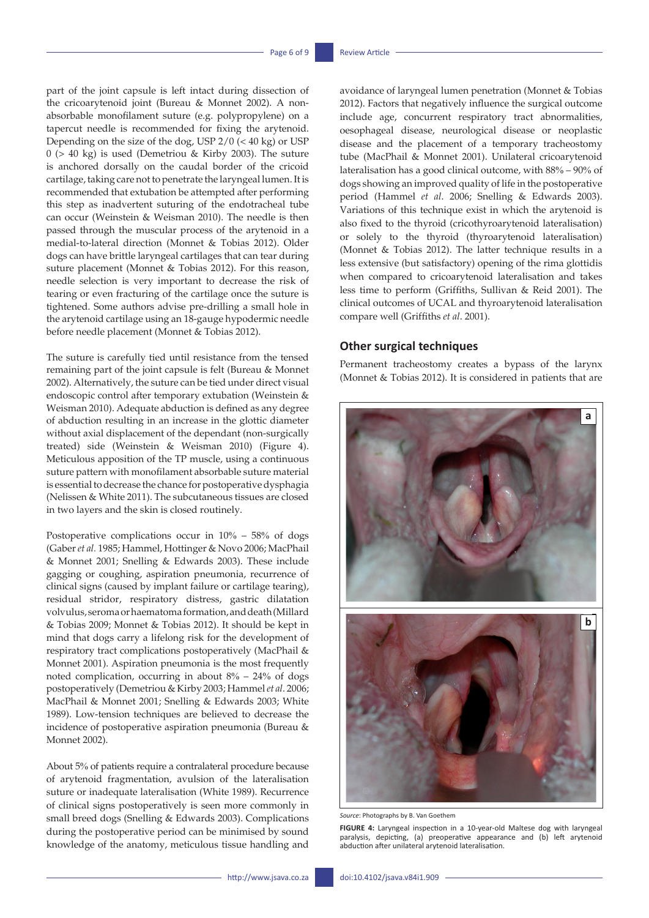part of the joint capsule is left intact during dissection of the cricoarytenoid joint (Bureau & Monnet 2002). A non-absorbable monofilament suture (e.g. polypropylene) on a tapercut needle is recommended for fixing the arytenoid. Depending on the size of the dog, USP 2/0 (< 40 kg) or USP 0 (> 40 kg) is used (Demetriou & Kirby 2003). The suture is anchored dorsally on the caudal border of the cricoid cartilage, taking care not to penetrate the laryngeal lumen. It is recommended that extubation be attempted after performing this step as inadvertent suturing of the endotracheal tube can occur (Weinstein & Weisman 2010). The needle is then passed through the muscular process of the arytenoid in a medial-to-lateral direction (Monnet & Tobias 2012). Older dogs can have brittle laryngeal cartilages that can tear during suture placement (Monnet & Tobias 2012). For this reason, needle selection is very important to decrease the risk of tearing or even fracturing of the cartilage once the suture is tightened. Some authors advise pre-drilling a small hole in the arytenoid cartilage using an 18-gauge hypodermic needle before needle placement (Monnet & Tobias 2012).

The suture is carefully tied until resistance from the tensed remaining part of the joint capsule is felt (Bureau & Monnet 2002). Alternatively, the suture can be tied under direct visual endoscopic control after temporary extubation (Weinstein & Weisman 2010). Adequate abduction is defined as any degree of abduction resulting in an increase in the glottic diameter without axial displacement of the dependant (non-surgically treated) side (Weinstein & Weisman 2010) (Figure 4). Meticulous apposition of the TP muscle, using a continuous suture pattern with monofilament absorbable suture material is essential to decrease the chance for postoperative dysphagia (Nelissen & White 2011). The subcutaneous tissues are closed in two layers and the skin is closed routinely.

Postoperative complications occur in 10% – 58% of dogs (Gaber *et al.* 1985; Hammel, Hottinger & Novo 2006; MacPhail & Monnet 2001; Snelling & Edwards 2003). These include gagging or coughing, aspiration pneumonia, recurrence of clinical signs (caused by implant failure or cartilage tearing), residual stridor, respiratory distress, gastric dilatation volvulus, seroma or haematoma formation, and death (Millard & Tobias 2009; Monnet & Tobias 2012). It should be kept in mind that dogs carry a lifelong risk for the development of respiratory tract complications postoperatively (MacPhail & Monnet 2001). Aspiration pneumonia is the most frequently noted complication, occurring in about 8% – 24% of dogs postoperatively (Demetriou & Kirby 2003; Hammel *et al*. 2006; MacPhail & Monnet 2001; Snelling & Edwards 2003; White 1989). Low-tension techniques are believed to decrease the incidence of postoperative aspiration pneumonia (Bureau & Monnet 2002).

About 5% of patients require a contralateral procedure because of arytenoid fragmentation, avulsion of the lateralisation suture or inadequate lateralisation (White 1989). Recurrence of clinical signs postoperatively is seen more commonly in small breed dogs (Snelling & Edwards 2003). Complications during the postoperative period can be minimised by sound knowledge of the anatomy, meticulous tissue handling and avoidance of laryngeal lumen penetration (Monnet & Tobias 2012). Factors that negatively influence the surgical outcome include age, concurrent respiratory tract abnormalities, oesophageal disease, neurological disease or neoplastic disease and the placement of a temporary tracheostomy tube (MacPhail & Monnet 2001). Unilateral cricoarytenoid lateralisation has a good clinical outcome, with 88% – 90% of dogs showing an improved quality of life in the postoperative period (Hammel *et al.* 2006; Snelling & Edwards 2003). Variations of this technique exist in which the arytenoid is also fixed to the thyroid (cricothyroarytenoid lateralisation) or solely to the thyroid (thyroarytenoid lateralisation) (Monnet & Tobias 2012). The latter technique results in a less extensive (but satisfactory) opening of the rima glottidis when compared to cricoarytenoid lateralisation and takes less time to perform (Griffiths, Sullivan & Reid 2001). The clinical outcomes of UCAL and thyroarytenoid lateralisation compare well (Griffiths *et al*. 2001).

## Other surgical techniques

Permanent tracheostomy creates a bypass of the larynx (Monnet & Tobias 2012). It is considered in patients that are

*Source*: Photographs by B. Van Goethem

**FIGURE 4:** Laryngeal inspection in a 10-year-old Maltese dog with laryngeal paralysis, depicting, (a) preoperative appearance and (b) left arytenoid abduction after unilateral arytenoid lateralisation.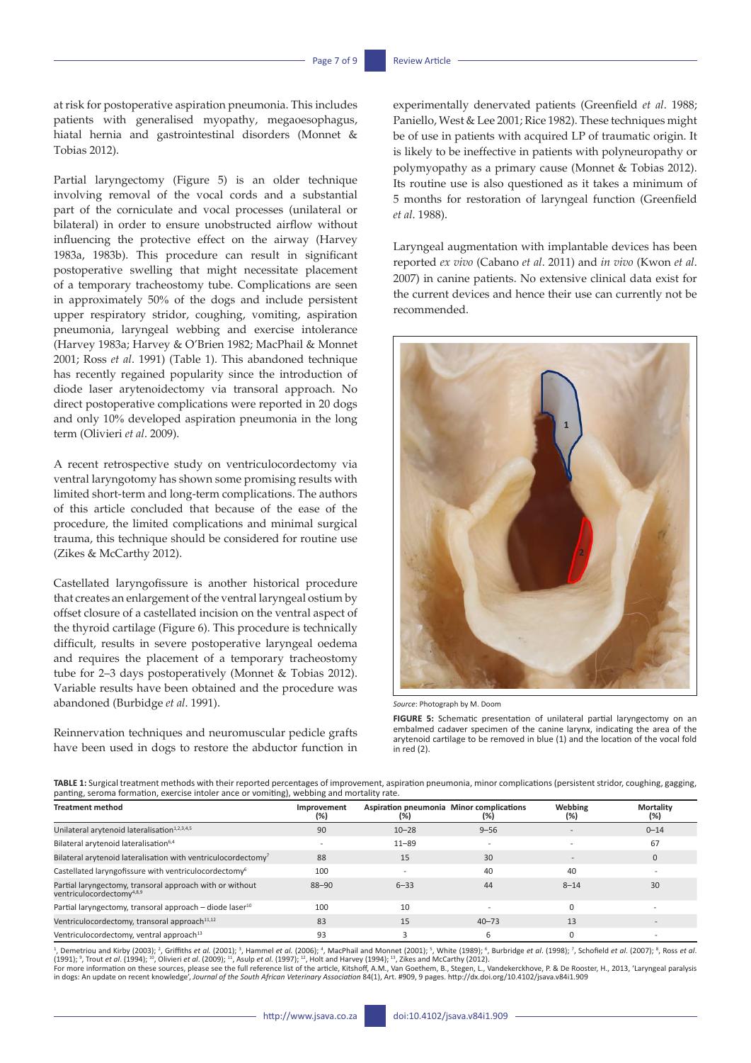at risk for postoperative aspiration pneumonia. This includes patients with generalised myopathy, megaoesophagus, hiatal hernia and gastrointestinal disorders (Monnet & Tobias 2012).

Partial laryngectomy (Figure 5) is an older technique involving removal of the vocal cords and a substantial part of the corniculate and vocal processes (unilateral or bilateral) in order to ensure unobstructed airflow without influencing the protective effect on the airway (Harvey 1983a, 1983b). This procedure can result in significant postoperative swelling that might necessitate placement of a temporary tracheostomy tube. Complications are seen in approximately 50% of the dogs and include persistent upper respiratory stridor, coughing, vomiting, aspiration pneumonia, laryngeal webbing and exercise intolerance (Harvey 1983a; Harvey & O'Brien 1982; MacPhail & Monnet 2001; Ross *et al*. 1991) (Table 1). This abandoned technique has recently regained popularity since the introduction of diode laser arytenoidectomy via transoral approach. No direct postoperative complications were reported in 20 dogs and only 10% developed aspiration pneumonia in the long term (Olivieri *et al*. 2009).

A recent retrospective study on ventriculocordectomy via ventral laryngotomy has shown some promising results with limited short-term and long-term complications. The authors of this article concluded that because of the ease of the procedure, the limited complications and minimal surgical trauma, this technique should be considered for routine use (Zikes & McCarthy 2012).

Castellated laryngofissure is another historical procedure that creates an enlargement of the ventral laryngeal ostium by offset closure of a castellated incision on the ventral aspect of the thyroid cartilage (Figure 6). This procedure is technically difficult, results in severe postoperative laryngeal oedema and requires the placement of a temporary tracheostomy tube for 2–3 days postoperatively (Monnet & Tobias 2012). Variable results have been obtained and the procedure was abandoned (Burbidge *et al*. 1991).

Reinnervation techniques and neuromuscular pedicle grafts have been used in dogs to restore the abductor function in experimentally denervated patients (Greenfield *et al*. 1988; Paniello, West & Lee 2001; Rice 1982). These techniques might be of use in patients with acquired LP of traumatic origin. It is likely to be ineffective in patients with polyneuropathy or polymyopathy as a primary cause (Monnet & Tobias 2012). Its routine use is also questioned as it takes a minimum of 5 months for restoration of laryngeal function (Greenfield *et al*. 1988).

Laryngeal augmentation with implantable devices has been reported *ex vivo* (Cabano *et al*. 2011) and *in vivo* (Kwon *et al*. 2007) in canine patients. No extensive clinical data exist for the current devices and hence their use can currently not be recommended.

*Source*: Photograph by M. Doom

**FIGURE 5:** Schematic presentation of unilateral partial laryngectomy on an embalmed cadaver specimen of the canine larynx, indicating the area of the arytenoid cartilage to be removed in blue (1) and the location of the vocal fold in red (2).

**TABLE 1:** Surgical treatment methods with their reported percentages of improvement, aspiration pneumonia, minor complications (persistent stridor, coughing, gagging, panting, seroma formation, exercise intoler ance or vomiting), webbing and mortality rate.

| Treatment method | Improvement (%) | Aspiration pneumonia (%) | Minor complications (%) | Webbing (%) | Mortality (%) |
|---|---|---|---|---|---|
| Unilateral arytenoid lateralisation[1,2,3,4,5] | 90 | 10–28 | 9–56 | - | 0–14 |
| Bilateral arytenoid lateralisation[6,4] | - | 11–89 | - | - | 67 |
| Bilateral arytenoid lateralisation with ventriculocordectomy[7] | 88 | 15 | 30 | - | 0 |
| Castellated laryngofissure with ventriculocordectomy[6] | 100 | - | 40 | 40 | - |
| Partial laryngectomy, transoral approach with or without ventriculocordectomy[4,8,9] | 88–90 | 6–33 | 44 | 8–14 | 30 |
| Partial laryngectomy, transoral approach – diode laser[10] | 100 | 10 | - | 0 | - |
| Ventriculocordectomy, transoral approach[11,12] | 83 | 15 | 40–73 | 13 | - |
| Ventriculocordectomy, ventral approach[13] | 93 | 3 | 6 | 0 | - |

[1], Demetriou and Kirby (2003); [2], Griffiths *et al.* (2001); [3], Hammel *et al.* (2006); [4], MacPhail and Monnet (2001); [5], White (1989); [6], Burbridge *et al.* (1998); [7], Schofield *et al.* (2007); [8], Ross *et al.* (1991); [9], Trout *et al.* (1994); [10], Olivieri *et al.* (2009); [11], Asulp *et al.* (1997); [12], Holt and Harvey (1994); [13], Zikes and McCarthy (2012).
For more information on these sources, please see the full reference list of the article, Kitshoff, A.M., Van Goethem, B., Stegen, L., Vandekerckhove, P. & De Rooster, H., 2013, 'Laryngeal paralysis in dogs: An update on recent knowledge', *Journal of the South African Veterinary Association* 84(1), Art. #909, 9 pages. http://dx.doi.org/10.4102/jsava.v84i1.909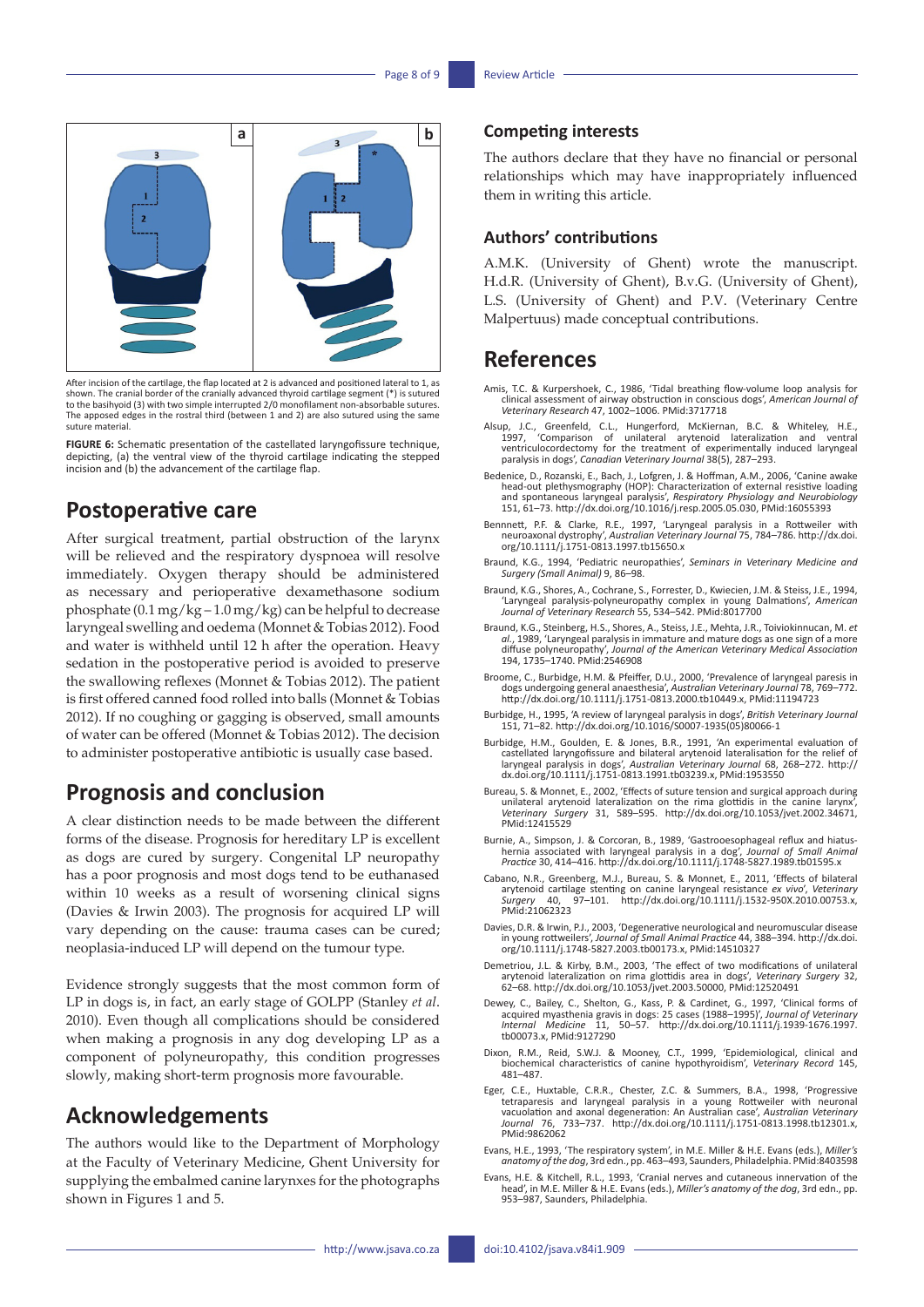After incision of the cartilage, the flap located at 2 is advanced and positioned lateral to 1, as shown. The cranial border of the cranially advanced thyroid cartilage segment (*) is sutured to the basihyoid (3) with two simple interrupted 2/0 monofilament non-absorbable sutures. The apposed edges in the rostral third (between 1 and 2) are also sutured using the same suture material.

**FIGURE 6:** Schematic presentation of the castellated laryngofissure technique, depicting, (a) the ventral view of the thyroid cartilage indicating the stepped incision and (b) the advancement of the cartilage flap.

## Postoperative care

After surgical treatment, partial obstruction of the larynx will be relieved and the respiratory dyspnoea will resolve immediately. Oxygen therapy should be administered as necessary and perioperative dexamethasone sodium phosphate (0.1 mg/kg – 1.0 mg/kg) can be helpful to decrease laryngeal swelling and oedema (Monnet & Tobias 2012). Food and water is withheld until 12 h after the operation. Heavy sedation in the postoperative period is avoided to preserve the swallowing reflexes (Monnet & Tobias 2012). The patient is first offered canned food rolled into balls (Monnet & Tobias 2012). If no coughing or gagging is observed, small amounts of water can be offered (Monnet & Tobias 2012). The decision to administer postoperative antibiotic is usually case based.

## Prognosis and conclusion

A clear distinction needs to be made between the different forms of the disease. Prognosis for hereditary LP is excellent as dogs are cured by surgery. Congenital LP neuropathy has a poor prognosis and most dogs tend to be euthanased within 10 weeks as a result of worsening clinical signs (Davies & Irwin 2003). The prognosis for acquired LP will vary depending on the cause: trauma cases can be cured; neoplasia-induced LP will depend on the tumour type.

Evidence strongly suggests that the most common form of LP in dogs is, in fact, an early stage of GOLPP (Stanley *et al*. 2010). Even though all complications should be considered when making a prognosis in any dog developing LP as a component of polyneuropathy, this condition progresses slowly, making short-term prognosis more favourable.

## Acknowledgements

The authors would like to the Department of Morphology at the Faculty of Veterinary Medicine, Ghent University for supplying the embalmed canine larynxes for the photographs shown in Figures 1 and 5.

### Competing interests

The authors declare that they have no financial or personal relationships which may have inappropriately influenced them in writing this article.

### Authors' contributions

A.M.K. (University of Ghent) wrote the manuscript. H.d.R. (University of Ghent), B.v.G. (University of Ghent), L.S. (University of Ghent) and P.V. (Veterinary Centre Malpertuus) made conceptual contributions.

## References

Amis, T.C. & Kurpershoek, C., 1986, 'Tidal breathing flow-volume loop analysis for clinical assessment of airway obstruction in conscious dogs', *American Journal of Veterinary Research* 47, 1002–1006. PMid:3717718

Alsup, J.C., Greenfeld, C.L., Hungerford, McKiernan, B.C. & Whiteley, H.E., 1997, 'Comparison of unilateral arytenoid lateralization and ventral ventriculocordectomy for the treatment of experimentally induced laryngeal paralysis in dogs', *Canadian Veterinary Journal* 38(5), 287–293.

Bedenice, D., Rozanski, E., Bach, J., Lofgren, J. & Hoffman, A.M., 2006, 'Canine awake head-out plethysmography (HOP): Characterization of external resistive loading and spontaneous laryngeal paralysis', *Respiratory Physiology and Neurobiology* 151, 61–73. http://dx.doi.org/10.1016/j.resp.2005.05.030, PMid:16055393

Bennnett, P.F. & Clarke, R.E., 1997, 'Laryngeal paralysis in a Rottweiler with neuroaxonal dystrophy', *Australian Veterinary Journal* 75, 784–786. http://dx.doi.org/10.1111/j.1751-0813.1997.tb15650.x

Braund, K.G., 1994, 'Pediatric neuropathies', *Seminars in Veterinary Medicine and Surgery (Small Animal)* 9, 86–98.

Braund, K.G., Shores, A., Cochrane, S., Forrester, D., Kwiecien, J.M. & Steiss, J.E., 1994, 'Laryngeal paralysis-polyneuropathy complex in young Dalmations', *American Journal of Veterinary Research* 55, 534–542. PMid:8017700

Braund, K.G., Steinberg, H.S., Shores, A., Steiss, J.E., Mehta, J.R., Toiviokinnucan, M. *et al.*, 1989, 'Laryngeal paralysis in immature and mature dogs as one sign of a more diffuse polyneuropathy', *Journal of the American Veterinary Medical Association* 194, 1735–1740. PMid:2546908

Broome, C., Burbidge, H.M. & Pfeiffer, D.U., 2000, 'Prevalence of laryngeal paresis in dogs undergoing general anaesthesia', *Australian Veterinary Journal* 78, 769–772. http://dx.doi.org/10.1111/j.1751-0813.2000.tb10449.x, PMid:11194723

Burbidge, H., 1995, 'A review of laryngeal paralysis in dogs', *British Veterinary Journal* 151, 71–82. http://dx.doi.org/10.1016/S0007-1935(05)80066-1

Burbidge, H.M., Goulden, E. & Jones, B.R., 1991, 'An experimental evaluation of castellated laryngofissure and bilateral arytenoid lateralisation for the relief of laryngeal paralysis in dogs', *Australian Veterinary Journal* 68, 268–272. http://dx.doi.org/10.1111/j.1751-0813.1991.tb03239.x, PMid:1953550

Bureau, S. & Monnet, E., 2002, 'Effects of suture tension and surgical approach during unilateral arytenoid lateralization on the rima glottidis in the canine larynx', *Veterinary Surgery* 31, 589–595. http://dx.doi.org/10.1053/jvet.2002.34671, PMid:12415529

Burnie, A., Simpson, J. & Corcoran, B., 1989, 'Gastrooesophageal reflux and hiatus-hernia associated with laryngeal paralysis in a dog', *Journal of Small Animal Practice* 30, 414–416. http://dx.doi.org/10.1111/j.1748-5827.1989.tb01595.x

Cabano, N.R., Greenberg, M.J., Bureau, S. & Monnet, E., 2011, 'Effects of bilateral arytenoid cartilage stenting on canine laryngeal resistance *ex vivo*', *Veterinary Surgery* 40, 97–101. http://dx.doi.org/10.1111/j.1532-950X.2010.00753.x, PMid:21062323

Davies, D.R. & Irwin, P.J., 2003, 'Degenerative neurological and neuromuscular disease in young rottweilers', *Journal of Small Animal Practice* 44, 388–394. http://dx.doi.org/10.1111/j.1748-5827.2003.tb00173.x, PMid:14510327

Demetriou, J.L. & Kirby, B.M., 2003, 'The effect of two modifications of unilateral arytenoid lateralization on rima glottidis area in dogs', *Veterinary Surgery* 32, 62–68. http://dx.doi.org/10.1053/jvet.2003.50000, PMid:12520491

Dewey, C., Bailey, C., Shelton, G., Kass, P. & Cardinet, G., 1997, 'Clinical forms of acquired myasthenia gravis in dogs: 25 cases (1988–1995)', *Journal of Veterinary Internal Medicine* 11, 50–57. http://dx.doi.org/10.1111/j.1939-1676.1997.tb00073.x, PMid:9127290

Dixon, R.M., Reid, S.W.J. & Mooney, C.T., 1999, 'Epidemiological, clinical and biochemical characteristics of canine hypothyroidism', *Veterinary Record* 145, 481–487.

Eger, C.E., Huxtable, C.R.R., Chester, Z.C. & Summers, B.A., 1998, 'Progressive tetraparesis and laryngeal paralysis in a young Rottweiler with neuronal vacuolation and axonal degeneration: An Australian case', *Australian Veterinary Journal* 76, 733–737. http://dx.doi.org/10.1111/j.1751-0813.1998.tb12301.x, PMid:9862062

Evans, H.E., 1993, 'The respiratory system', in M.E. Miller & H.E. Evans (eds.), *Miller's anatomy of the dog*, 3rd edn., pp. 463–493, Saunders, Philadelphia. PMid:8403598

Evans, H.E. & Kitchell, R.L., 1993, 'Cranial nerves and cutaneous innervation of the head', in M.E. Miller & H.E. Evans (eds.), *Miller's anatomy of the dog*, 3rd edn., pp. 953–987, Saunders, Philadelphia.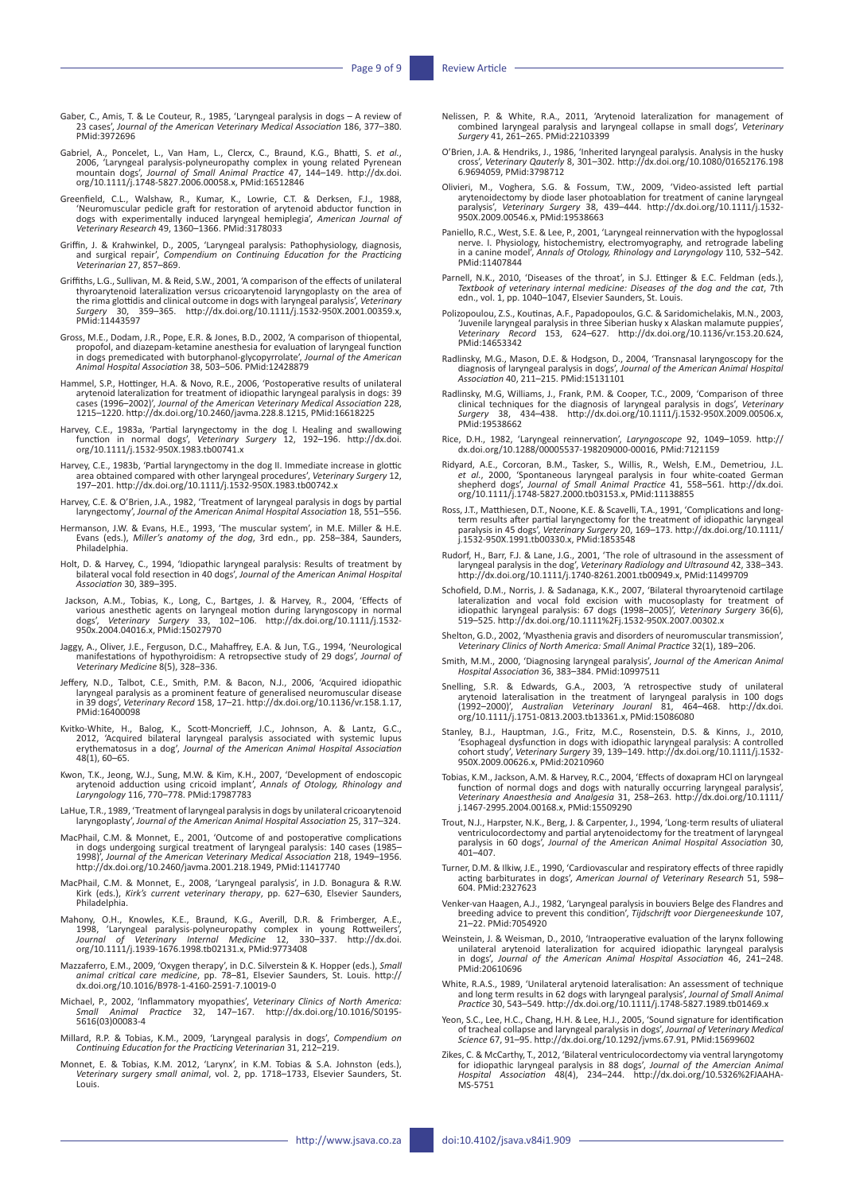Gaber, C., Amis, T. & Le Couteur, R., 1985, 'Laryngeal paralysis in dogs – A review of 23 cases', *Journal of the American Veterinary Medical Association* 186, 377–380. PMid:3972696

Gabriel, A., Poncelet, L., Van Ham, L., Clercx, C., Braund, K.G., Bhatti, S. *et al.*, 2006, 'Laryngeal paralysis-polyneuropathy complex in young related Pyrenean mountain dogs', *Journal of Small Animal Practice* 47, 144–149. http://dx.doi.org/10.1111/j.1748-5827.2006.00058.x, PMid:16512846

Greenfield, C.L., Walshaw, R., Kumar, K., Lowrie, C.T. & Derksen, F.J., 1988, 'Neuromuscular pedicle graft for restoration of arytenoid abductor function in dogs with experimentally induced laryngeal hemiplegia', *American Journal of Veterinary Research* 49, 1360–1366. PMid:3178033

Griffin, J. & Krahwinkel, D., 2005, 'Laryngeal paralysis: Pathophysiology, diagnosis, and surgical repair', *Compendium on Continuing Education for the Practicing Veterinarian* 27, 857–869.

Griffiths, L.G., Sullivan, M. & Reid, S.W., 2001, 'A comparison of the effects of unilateral thyroarytenoid lateralization versus cricoarytenoid laryngoplasty on the area of the rima glottidis and clinical outcome in dogs with laryngeal paralysis', *Veterinary Surgery* 30, 359–365. http://dx.doi.org/10.1053/jvet.2001.24388, PMid:11443597

Gross, M.E., Dodam, J.R., Pope, E.R. & Jones, B.D., 2002, 'A comparison of thiopental, propofol, and diazepam-ketamine anesthesia for evaluation of laryngeal function in dogs premedicated with butorphanol-glycopyrrolate', *Journal of the American Animal Hospital Association* 38, 503–506. PMid:12428879

Hammel, S.P., Hottinger, H.A. & Novo, R.E., 2006, 'Postoperative results of unilateral arytenoid lateralization for treatment of idiopathic laryngeal paralysis in dogs: 39 cases (1996–2002)', *Journal of the American Veterinary Medical Association* 228, 1215–1220. http://dx.doi.org/10.2460/javma.228.8.1215, PMid:16618225

Harvey, C.E., 1983a, 'Partial laryngectomy in the dog I. Healing and swallowing function in normal dogs', *Veterinary Surgery* 12, 192–196. http://dx.doi.org/10.1111/j.1532-950X.1983.tb00741.x

Harvey, C.E., 1983b, 'Partial laryngectomy in the dog II. Immediate increase in glottic area obtained compared with other laryngeal procedures', *Veterinary Surgery* 12, 197–201. http://dx.doi.org/10.1111/j.1532-950X.1983.tb00742.x

Harvey, C.E. & O'Brien, J.A., 1982, 'Treatment of laryngeal paralysis in dogs by partial laryngectomy', *Journal of the American Animal Hospital Association* 18, 551–556.

Hermanson, J.W. & Evans, H.E., 1993, 'The muscular system', in M.E. Miller & H.E. Evans (eds.), *Miller's anatomy of the dog*, 3rd edn., pp. 258–384, Saunders, Philadelphia.

Holt, D. & Harvey, C., 1994, 'Idiopathic laryngeal paralysis: Results of treatment by bilateral vocal fold resection in 40 dogs', *Journal of the American Animal Hospital Association* 30, 389–395.

Jackson, A.M., Tobias, K., Long, C., Bartges, J. & Harvey, R., 2004, 'Effects of various anesthetic agents on laryngeal motion during laryngoscopy in normal dogs', *Veterinary Surgery* 33, 102–106. http://dx.doi.org/10.1111/j.1532-950x.2004.04016.x, PMid:15027970

Jaggy, A., Oliver, J.E., Ferguson, D.C., Mahaffrey, E.A. & Jun, T.G., 1994, 'Neurological manifestations of hypothyroidism: A retrospective study of 29 dogs', *Journal of Veterinary Medicine* 8(5), 328–336.

Jeffery, N.D., Talbot, C.E., Smith, P.M. & Bacon, N.J., 2006, 'Acquired idiopathic laryngeal paralysis as a prominent feature of generalised neuromuscular disease in 39 dogs', *Veterinary Record* 158, 17–21. http://dx.doi.org/10.1136/vr.158.1.17, PMid:16400098

Kvitko-White, H., Balog, K., Scott-Moncrieff, J.C., Johnson, A. & Lantz, G.C., 2012, 'Acquired bilateral laryngeal paralysis associated with systemic lupus erythematosus in a dog', *Journal of the American Animal Hospital Association* 48(1), 60–65.

Kwon, T.K., Jeong, W.J., Sung, M.W. & Kim, K.H., 2007, 'Development of endoscopic arytenoid adduction using cricoid implant', *Annals of Otology, Rhinology and Laryngology* 116, 770–778. PMid:17987783

LaHue, T.R., 1989, 'Treatment of laryngeal paralysis in dogs by unilateral cricoarytenoid laryngoplasty', *Journal of the American Animal Hospital Association* 25, 317–324.

MacPhail, C.M. & Monnet, E., 2001, 'Outcome of and postoperative complications in dogs undergoing surgical treatment of laryngeal paralysis: 140 cases (1985–1998)', *Journal of the American Veterinary Medical Association* 218, 1949–1956. http://dx.doi.org/10.2460/javma.2001.218.1949, PMid:11417740

MacPhail, C.M. & Monnet, E., 2008, 'Laryngeal paralysis', in J.D. Bonagura & R.W. Kirk (eds.), *Kirk's current veterinary therapy*, pp. 627–630, Elsevier Saunders, Philadelphia.

Mahony, O.H., Knowles, K.E., Braund, K.G., Averill, D.R. & Frimberger, A.E., 1998, 'Laryngeal paralysis-polyneuropathy complex in young Rottweilers', *Journal of Veterinary Internal Medicine* 12, 330–337. http://dx.doi.org/10.1111/j.1939-1676.1998.tb02131.x, PMid:9773408

Mazzaferro, E.M., 2009, 'Oxygen therapy', in D.C. Silverstein & K. Hopper (eds.), *Small animal critical care medicine*, pp. 78–81, Elsevier Saunders, St. Louis. http://dx.doi.org/10.1016/B978-1-4160-2591-7.10019-0

Michael, P., 2002, 'Inflammatory myopathies', *Veterinary Clinics of North America: Small Animal Practice* 32, 147–167. http://dx.doi.org/10.1016/S0195-5616(03)00083-4

Millard, R.P. & Tobias, K.M., 2009, 'Laryngeal paralysis in dogs', *Compendium on Continuing Education for the Practicing Veterinarian* 31, 212–219.

Monnet, E. & Tobias, K.M. 2012, 'Larynx', in K.M. Tobias & S.A. Johnston (eds.), *Veterinary surgery small animal*, vol. 2, pp. 1718–1733, Elsevier Saunders, St. Louis.

Nelissen, P. & White, R.A., 2011, 'Arytenoid lateralization for management of combined laryngeal paralysis and laryngeal collapse in small dogs', *Veterinary Surgery* 41, 261–265. PMid:22103399

O'Brien, J.A. & Hendriks, J., 1986, 'Inherited laryngeal paralysis. Analysis in the husky cross', *Veterinary Qauterly* 8, 301–302. http://dx.doi.org/10.1080/01652176.1986.9694059, PMid:3798712

Olivieri, M., Voghera, S.G. & Fossum, T.W., 2009, 'Video-assisted left partial arytenoidectomy by diode laser photoablation for treatment of canine laryngeal paralysis', *Veterinary Surgery* 38, 439–444. http://dx.doi.org/10.1111/j.1532-950X.2009.00546.x, PMid:19538663

Paniello, R.C., West, S.E. & Lee, P., 2001, 'Laryngeal reinnervation with the hypoglossal nerve. I. Physiology, histochemistry, electromyography, and retrograde labeling in a canine model', *Annals of Otology, Rhinology and Laryngology* 110, 532–542. PMid:11407844

Parnell, N.K., 2010, 'Diseases of the throat', in S.J. Ettinger & E.C. Feldman (eds.), *Textbook of veterinary internal medicine: Diseases of the dog and the cat*, 7th edn., vol. 1, pp. 1040–1047, Elsevier Saunders, St. Louis.

Polizopoulou, Z.S., Koutinas, A.F., Papadopoulos, G.C. & Saridomichelakis, M.N., 2003, 'Juvenile laryngeal paralysis in three Siberian husky x Alaskan malamute puppies', *Veterinary Record* 153, 624–627. http://dx.doi.org/10.1136/vr.153.20.624, PMid:14653342

Radlinsky, M.G., Mason, D.E. & Hodgson, D., 2004, 'Transnasal laryngoscopy for the diagnosis of laryngeal paralysis in dogs', *Journal of the American Animal Hospital Association* 40, 211–215. PMid:15131101

Radlinsky, M.G, Williams, J., Frank, P.M. & Cooper, T.C., 2009, 'Comparison of three clinical techniques for the diagnosis of laryngeal paralysis in dogs', *Veterinary Surgery* 38, 434–438. http://dx.doi.org/10.1111/j.1532-950X.2009.00506.x, PMid:19538662

Rice, D.H., 1982, 'Laryngeal reinnervation', *Laryngoscope* 92, 1049–1059. http://dx.doi.org/10.1288/00005537-198209000-00016, PMid:7121159

Ridyard, A.E., Corcoran, B.M., Tasker, S., Willis, R., Welsh, E.M., Demetriou, J.L. *et al.*, 2000, 'Spontaneous laryngeal paralysis in four white-coated German shepherd dogs', *Journal of Small Animal Practice* 41, 558–561. http://dx.doi.org/10.1111/j.1748-5827.2000.tb03153.x, PMid:11138855

Ross, J.T., Matthiesen, D.T., Noone, K.E. & Scavelli, T.A., 1991, 'Complications and long-term results after partial laryngectomy for the treatment of idiopathic laryngeal paralysis in 45 dogs', *Veterinary Surgery* 20, 169–173. http://dx.doi.org/10.1111/j.1532-950X.1991.tb00330.x, PMid:1853548

Rudorf, H., Barr, F.J. & Lane, J.G., 2001, 'The role of ultrasound in the assessment of laryngeal paralysis in the dog', *Veterinary Radiology and Ultrasound* 42, 338–343. http://dx.doi.org/10.1111/j.1740-8261.2001.tb00949.x, PMid:11499709

Schofield, D.M., Norris, J. & Sadanaga, K.K., 2007, 'Bilateral thyroarytenoid cartilage lateralization and vocal fold excision with mucosoplasty for treatment of idiopathic laryngeal paralysis: 67 dogs (1998–2005)', *Veterinary Surgery* 36(6), 519–525. http://dx.doi.org/10.1111%2Fj.1532-950X.2007.00302.x

Shelton, G.D., 2002, 'Myasthenia gravis and disorders of neuromuscular transmission', *Veterinary Clinics of North America: Small Animal Practice* 32(1), 189–206.

Smith, M.M., 2000, 'Diagnosing laryngeal paralysis', *Journal of the American Animal Hospital Association* 36, 383–384. PMid:10997511

Snelling, S.R. & Edwards, G.A., 2003, 'A retrospective study of unilateral arytenoid lateralisation in the treatment of laryngeal paralysis in 100 dogs (1992–2000)', *Australian Veterinary Jouranl* 81, 464–468. http://dx.doi.org/10.1111/j.1751-0813.2003.tb13361.x, PMid:15086080

Stanley, B.J., Hauptman, J.G., Fritz, M.C., Rosenstein, D.S. & Kinns, J., 2010, 'Esophageal dysfunction in dogs with idiopathic laryngeal paralysis: A controlled cohort study', *Veterinary Surgery* 39, 139–149. http://dx.doi.org/10.1111/j.1532-950X.2009.00626.x, PMid:20210960

Tobias, K.M., Jackson, A.M. & Harvey, R.C., 2004, 'Effects of doxapram HCl on laryngeal function of normal dogs and dogs with naturally occurring laryngeal paralysis', *Veterinary Anaesthesia and Analgesia* 31, 258–263. http://dx.doi.org/10.1111/j.1467-2995.2004.00168.x, PMid:15509290

Trout, N.J., Harpster, N.K., Berg, J. & Carpenter, J., 1994, 'Long-term results of uliateral ventriculocordectomy and partial arytenoidectomy for the treatment of laryngeal paralysis in 60 dogs', *Journal of the American Animal Hospital Association* 30, 401–407.

Turner, D.M. & Ilkiw, J.E., 1990, 'Cardiovascular and respiratory effects of three rapidly acting barbiturates in dogs', *American Journal of Veterinary Research* 51, 598–604. PMid:2327623

Venker-van Haagen, A.J., 1982, 'Laryngeal paralysis in bouviers Belge des Flandres and breeding advice to prevent this condition', *Tijdschrift voor Diergeneeskunde* 107, 21–22. PMid:7054920

Weinstein, J. & Weisman, D., 2010, 'Intraoperative evaluation of the larynx following unilateral arytenoid lateralization for acquired idiopathic laryngeal paralysis in dogs', *Journal of the American Animal Hospital Association* 46, 241–248. PMid:20610696

White, R.A.S., 1989, 'Unilateral arytenoid lateralisation: An assessment of technique and long term results in 62 dogs with laryngeal paralysis', *Journal of Small Animal Practice* 30, 543–549. http://dx.doi.org/10.1111/j.1748-5827.1989.tb01469.x

Yeon, S.C., Lee, H.C., Chang, H.H. & Lee, H.J., 2005, 'Sound signature for identification of tracheal collapse and laryngeal paralysis in dogs', *Journal of Veterinary Medical Science* 67, 91–95. http://dx.doi.org/10.1292/jvms.67.91, PMid:15699602

Zikes, C. & McCarthy, T., 2012, 'Bilateral ventriculocordectomy via ventral laryngotomy for idiopathic laryngeal paralysis in 88 dogs', *Journal of the Amercian Animal Hospital Association* 48(4), 234–244. http://dx.doi.org/10.5326%2FJAAHA-MS-5751